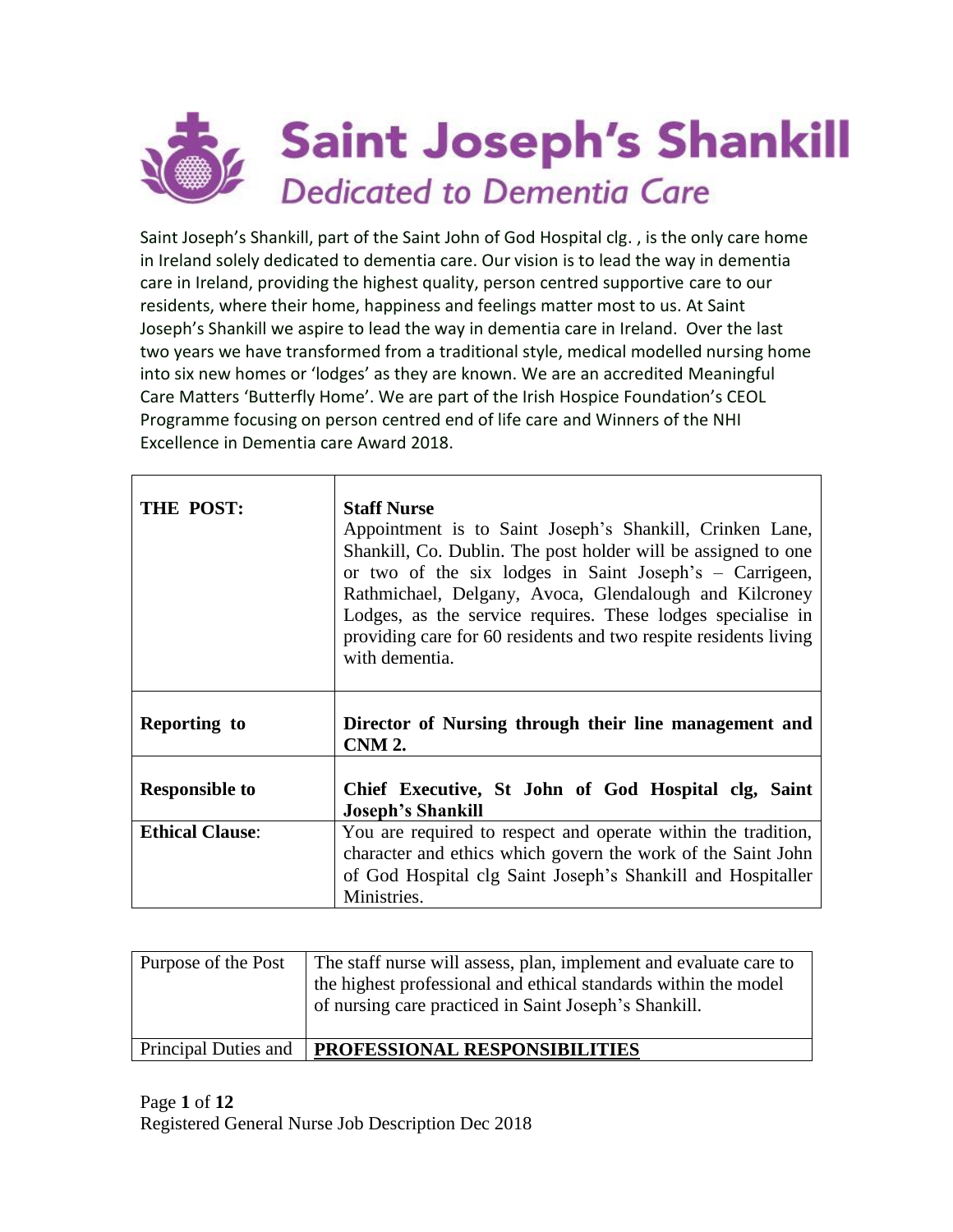# Saint Joseph's Shankill

*Dedicated to Dementia Care*

Saint Joseph's Shankill, part of the Saint John of God Hospital clg. , is the only care home in Ireland solely dedicated to dementia care. Our vision is to lead the way in dementia care in Ireland, providing the highest quality, person centred supportive care to our residents, where their home, happiness and feelings matter most to us. At Saint Joseph's Shankill we aspire to lead the way in dementia care in Ireland. Over the last two years we have transformed from a traditional style, medical modelled nursing home into six new homes or 'lodges' as they are known. We are an accredited Meaningful Care Matters 'Butterfly Home'. We are part of the Irish Hospice Foundation's CEOL Programme focusing on person centred end of life care and Winners of the NHI Excellence in Dementia care Award 2018.

| | |
|---|---|
| **THE POST:** | **Staff Nurse**<br>Appointment is to Saint Joseph's Shankill, Crinken Lane, Shankill, Co. Dublin. The post holder will be assigned to one or two of the six lodges in Saint Joseph's – Carrigeen, Rathmichael, Delgany, Avoca, Glendalough and Kilcroney Lodges, as the service requires. These lodges specialise in providing care for 60 residents and two respite residents living with dementia. |
| **Reporting to** | **Director of Nursing through their line management and CNM 2.** |
| **Responsible to** | **Chief Executive, St John of God Hospital clg, Saint Joseph's Shankill** |
| **Ethical Clause**: | You are required to respect and operate within the tradition, character and ethics which govern the work of the Saint John of God Hospital clg Saint Joseph's Shankill and Hospitaller Ministries. |

| | |
|---|---|
| Purpose of the Post | The staff nurse will assess, plan, implement and evaluate care to the highest professional and ethical standards within the model of nursing care practiced in Saint Joseph's Shankill. |
| Principal Duties and | **PROFESSIONAL RESPONSIBILITIES** |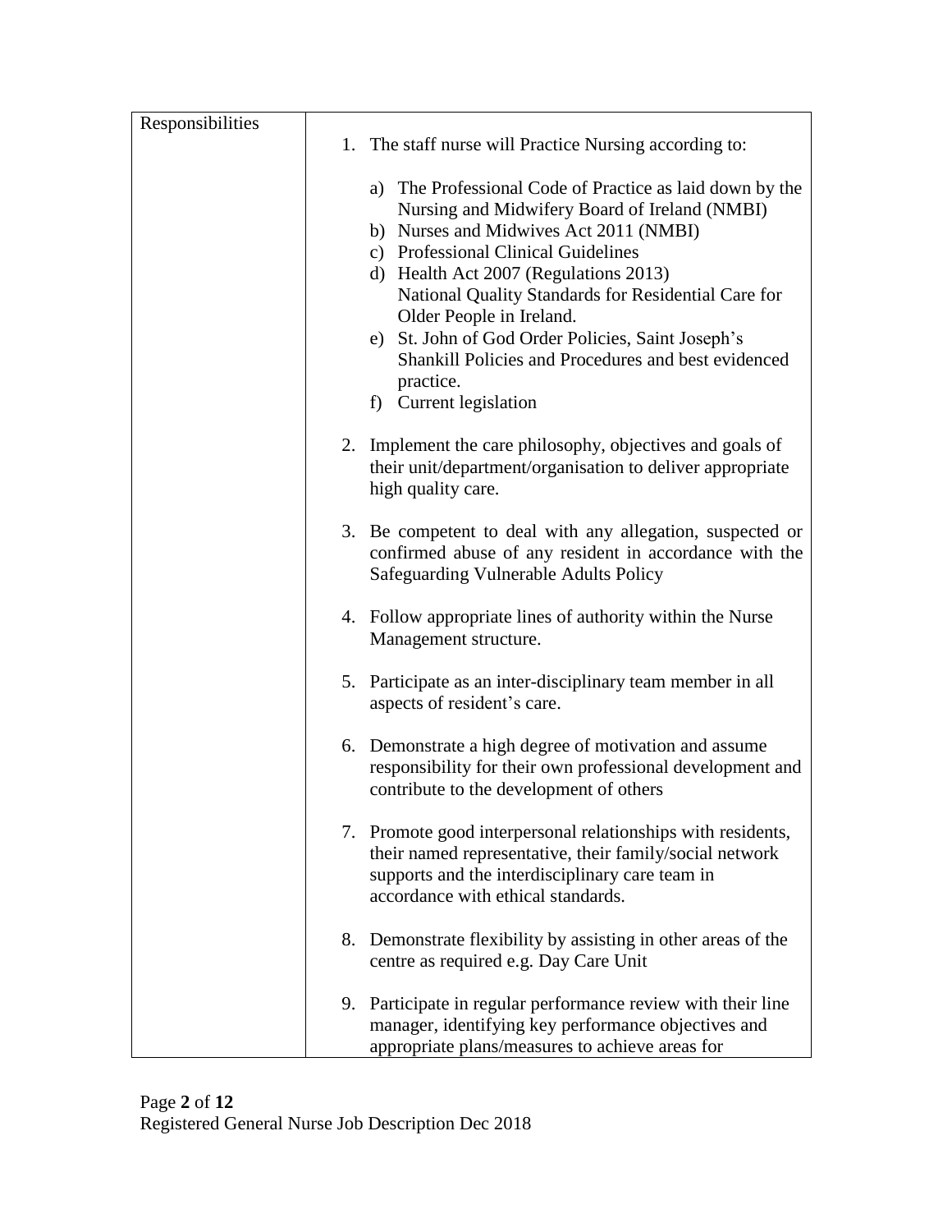| Responsibilities | 1. The staff nurse will Practice Nursing according to:<br><br>a) The Professional Code of Practice as laid down by the Nursing and Midwifery Board of Ireland (NMBI)<br>b) Nurses and Midwives Act 2011 (NMBI)<br>c) Professional Clinical Guidelines<br>d) Health Act 2007 (Regulations 2013) National Quality Standards for Residential Care for Older People in Ireland.<br>e) St. John of God Order Policies, Saint Joseph's Shankill Policies and Procedures and best evidenced practice.<br>f) Current legislation<br><br>2. Implement the care philosophy, objectives and goals of their unit/department/organisation to deliver appropriate high quality care.<br><br>3. Be competent to deal with any allegation, suspected or confirmed abuse of any resident in accordance with the Safeguarding Vulnerable Adults Policy<br><br>4. Follow appropriate lines of authority within the Nurse Management structure.<br><br>5. Participate as an inter-disciplinary team member in all aspects of resident's care.<br><br>6. Demonstrate a high degree of motivation and assume responsibility for their own professional development and contribute to the development of others<br><br>7. Promote good interpersonal relationships with residents, their named representative, their family/social network supports and the interdisciplinary care team in accordance with ethical standards.<br><br>8. Demonstrate flexibility by assisting in other areas of the centre as required e.g. Day Care Unit<br><br>9. Participate in regular performance review with their line manager, identifying key performance objectives and appropriate plans/measures to achieve areas for |
|---|---|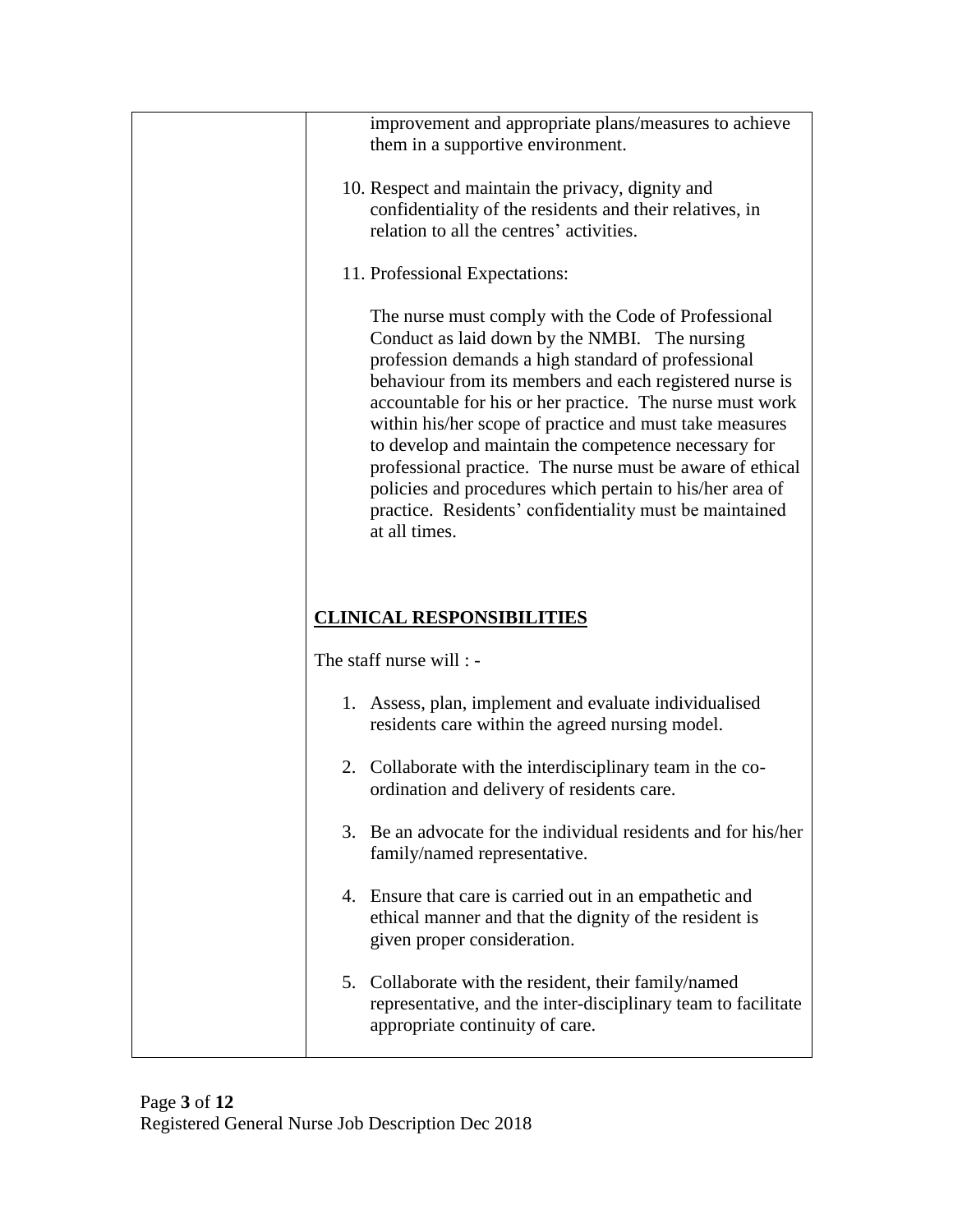improvement and appropriate plans/measures to achieve them in a supportive environment.

10. Respect and maintain the privacy, dignity and confidentiality of the residents and their relatives, in relation to all the centres' activities.

11. Professional Expectations:

    The nurse must comply with the Code of Professional Conduct as laid down by the NMBI. The nursing profession demands a high standard of professional behaviour from its members and each registered nurse is accountable for his or her practice. The nurse must work within his/her scope of practice and must take measures to develop and maintain the competence necessary for professional practice. The nurse must be aware of ethical policies and procedures which pertain to his/her area of practice. Residents' confidentiality must be maintained at all times.

## CLINICAL RESPONSIBILITIES

The staff nurse will : -

1. Assess, plan, implement and evaluate individualised residents care within the agreed nursing model.

2. Collaborate with the interdisciplinary team in the co-ordination and delivery of residents care.

3. Be an advocate for the individual residents and for his/her family/named representative.

4. Ensure that care is carried out in an empathetic and ethical manner and that the dignity of the resident is given proper consideration.

5. Collaborate with the resident, their family/named representative, and the inter-disciplinary team to facilitate appropriate continuity of care.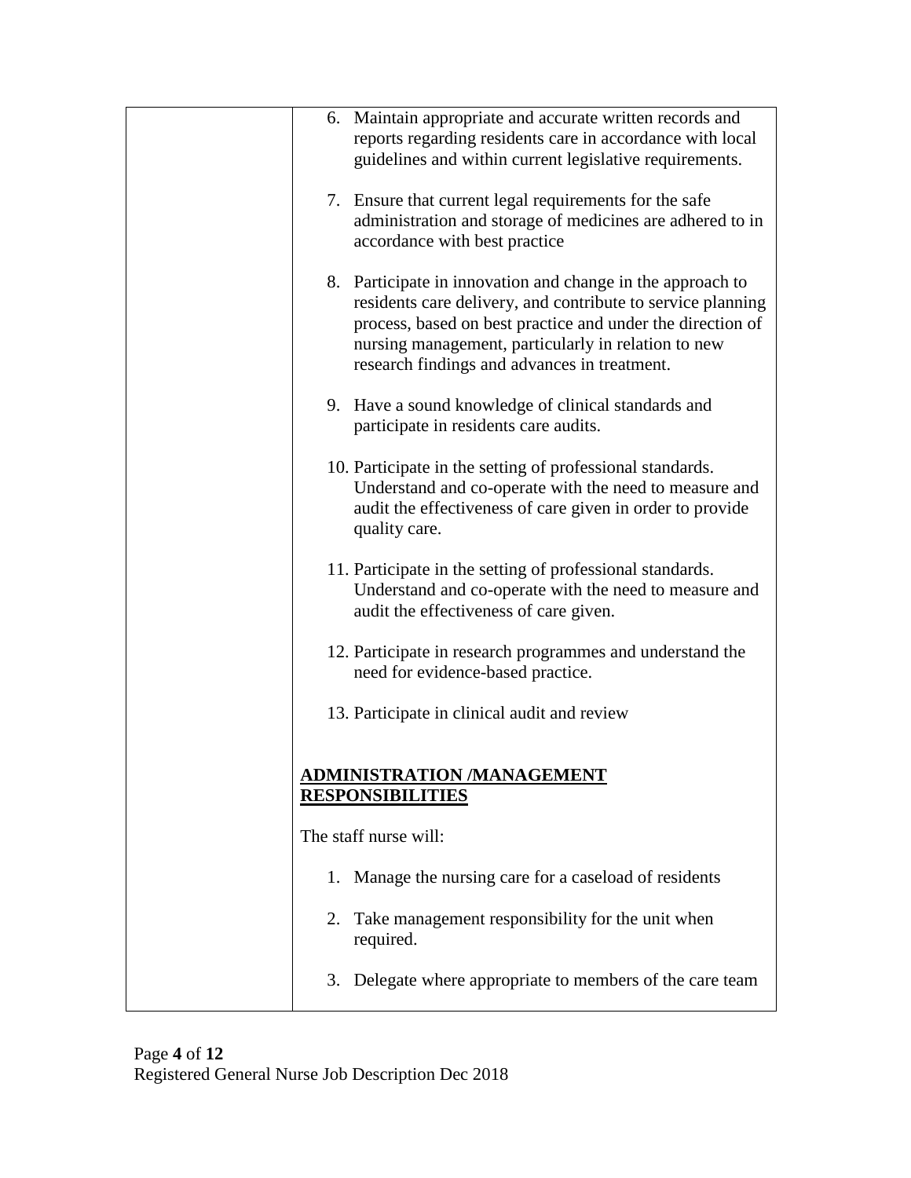6. Maintain appropriate and accurate written records and reports regarding residents care in accordance with local guidelines and within current legislative requirements.

7. Ensure that current legal requirements for the safe administration and storage of medicines are adhered to in accordance with best practice

8. Participate in innovation and change in the approach to residents care delivery, and contribute to service planning process, based on best practice and under the direction of nursing management, particularly in relation to new research findings and advances in treatment.

9. Have a sound knowledge of clinical standards and participate in residents care audits.

10. Participate in the setting of professional standards. Understand and co-operate with the need to measure and audit the effectiveness of care given in order to provide quality care.

11. Participate in the setting of professional standards. Understand and co-operate with the need to measure and audit the effectiveness of care given.

12. Participate in research programmes and understand the need for evidence-based practice.

13. Participate in clinical audit and review

**ADMINISTRATION /MANAGEMENT RESPONSIBILITIES**

The staff nurse will:

1. Manage the nursing care for a caseload of residents

2. Take management responsibility for the unit when required.

3. Delegate where appropriate to members of the care team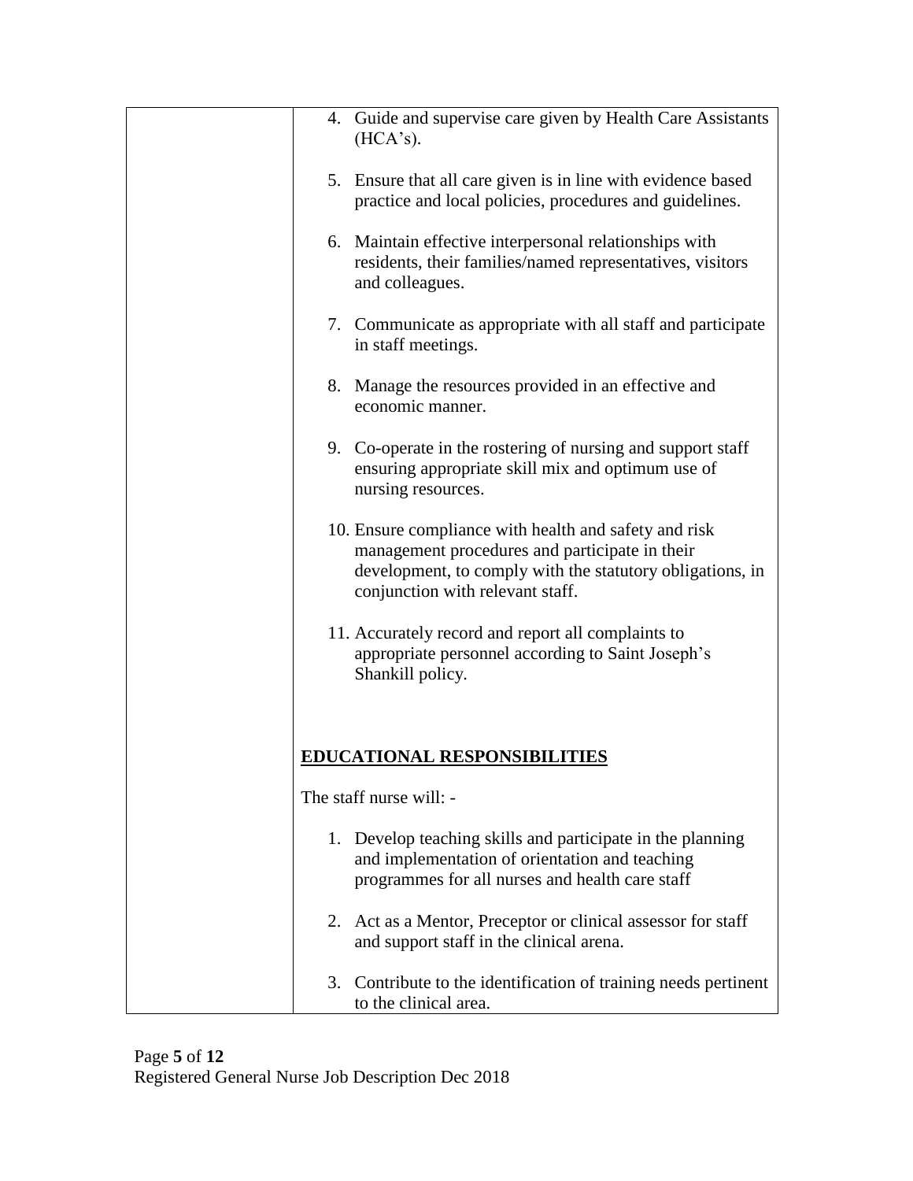4. Guide and supervise care given by Health Care Assistants (HCA's).

5. Ensure that all care given is in line with evidence based practice and local policies, procedures and guidelines.

6. Maintain effective interpersonal relationships with residents, their families/named representatives, visitors and colleagues.

7. Communicate as appropriate with all staff and participate in staff meetings.

8. Manage the resources provided in an effective and economic manner.

9. Co-operate in the rostering of nursing and support staff ensuring appropriate skill mix and optimum use of nursing resources.

10. Ensure compliance with health and safety and risk management procedures and participate in their development, to comply with the statutory obligations, in conjunction with relevant staff.

11. Accurately record and report all complaints to appropriate personnel according to Saint Joseph's Shankill policy.

**EDUCATIONAL RESPONSIBILITIES**

The staff nurse will: -

1. Develop teaching skills and participate in the planning and implementation of orientation and teaching programmes for all nurses and health care staff

2. Act as a Mentor, Preceptor or clinical assessor for staff and support staff in the clinical arena.

3. Contribute to the identification of training needs pertinent to the clinical area.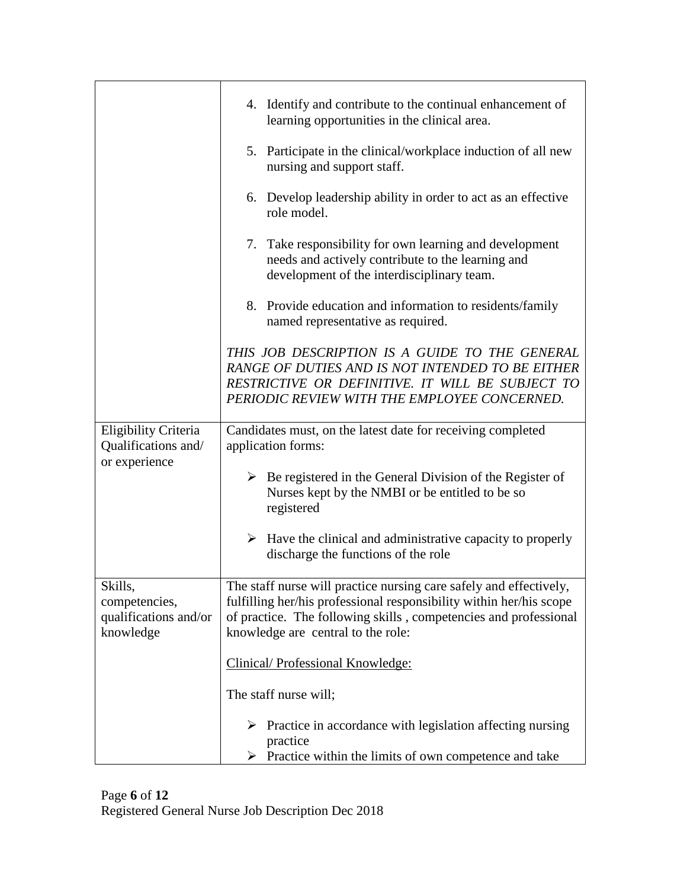| | |
|---|---|
| | 4. Identify and contribute to the continual enhancement of learning opportunities in the clinical area.<br><br>5. Participate in the clinical/workplace induction of all new nursing and support staff.<br><br>6. Develop leadership ability in order to act as an effective role model.<br><br>7. Take responsibility for own learning and development needs and actively contribute to the learning and development of the interdisciplinary team.<br><br>8. Provide education and information to residents/family named representative as required.<br><br>*THIS JOB DESCRIPTION IS A GUIDE TO THE GENERAL RANGE OF DUTIES AND IS NOT INTENDED TO BE EITHER RESTRICTIVE OR DEFINITIVE. IT WILL BE SUBJECT TO PERIODIC REVIEW WITH THE EMPLOYEE CONCERNED.* |
| Eligibility Criteria Qualifications and/ or experience | Candidates must, on the latest date for receiving completed application forms:<br><br>➢ Be registered in the General Division of the Register of Nurses kept by the NMBI or be entitled to be so registered<br><br>➢ Have the clinical and administrative capacity to properly discharge the functions of the role |
| Skills, competencies, qualifications and/or knowledge | The staff nurse will practice nursing care safely and effectively, fulfilling her/his professional responsibility within her/his scope of practice. The following skills , competencies and professional knowledge are central to the role:<br><br><u>Clinical/ Professional Knowledge:</u><br><br>The staff nurse will;<br><br>➢ Practice in accordance with legislation affecting nursing practice<br>➢ Practice within the limits of own competence and take |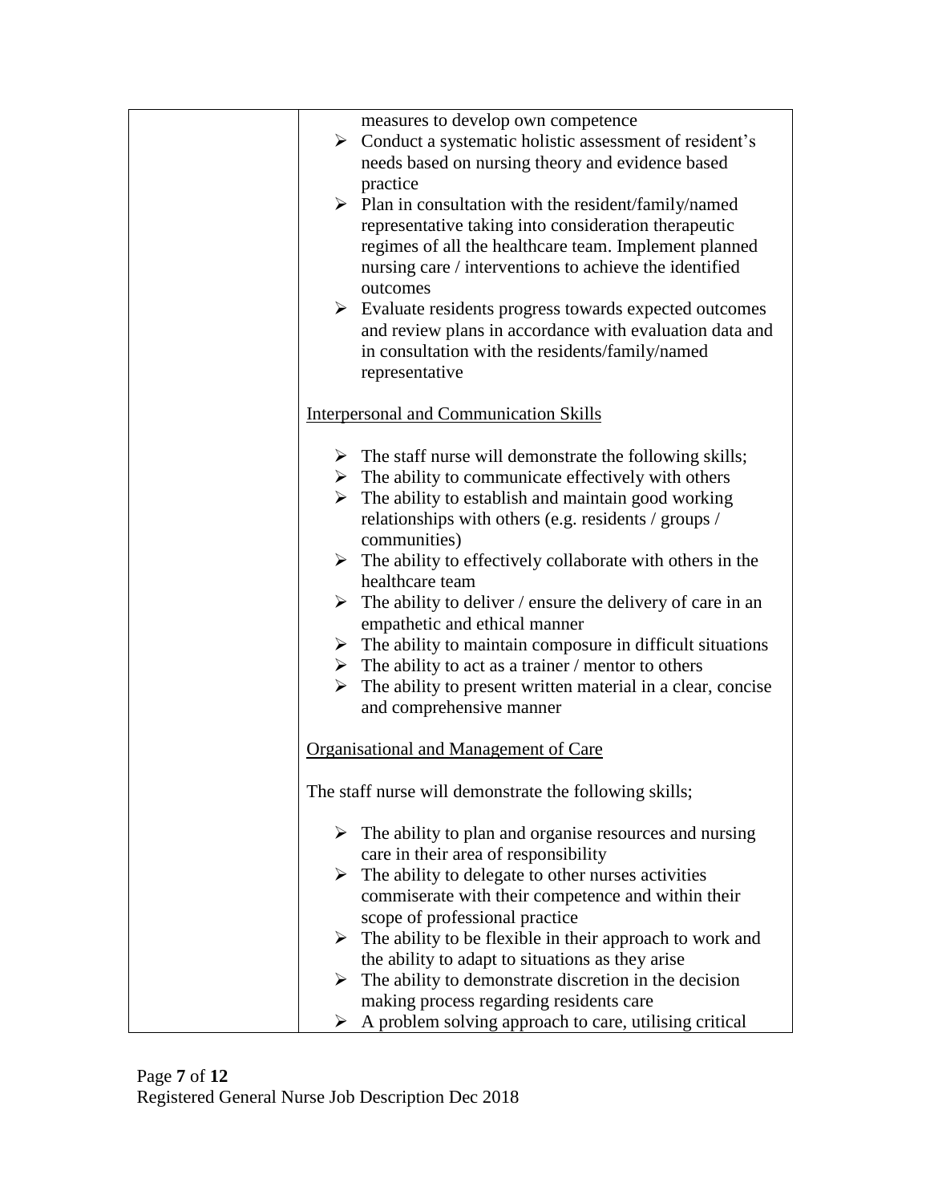| | measures to develop own competence<br>➢ Conduct a systematic holistic assessment of resident's needs based on nursing theory and evidence based practice<br>➢ Plan in consultation with the resident/family/named representative taking into consideration therapeutic regimes of all the healthcare team. Implement planned nursing care / interventions to achieve the identified outcomes<br>➢ Evaluate residents progress towards expected outcomes and review plans in accordance with evaluation data and in consultation with the residents/family/named representative<br><br><u>Interpersonal and Communication Skills</u><br><br>➢ The staff nurse will demonstrate the following skills;<br>➢ The ability to communicate effectively with others<br>➢ The ability to establish and maintain good working relationships with others (e.g. residents / groups / communities)<br>➢ The ability to effectively collaborate with others in the healthcare team<br>➢ The ability to deliver / ensure the delivery of care in an empathetic and ethical manner<br>➢ The ability to maintain composure in difficult situations<br>➢ The ability to act as a trainer / mentor to others<br>➢ The ability to present written material in a clear, concise and comprehensive manner<br><br><u>Organisational and Management of Care</u><br><br>The staff nurse will demonstrate the following skills;<br><br>➢ The ability to plan and organise resources and nursing care in their area of responsibility<br>➢ The ability to delegate to other nurses activities commiserate with their competence and within their scope of professional practice<br>➢ The ability to be flexible in their approach to work and the ability to adapt to situations as they arise<br>➢ The ability to demonstrate discretion in the decision making process regarding residents care<br>➢ A problem solving approach to care, utilising critical |
|---|---|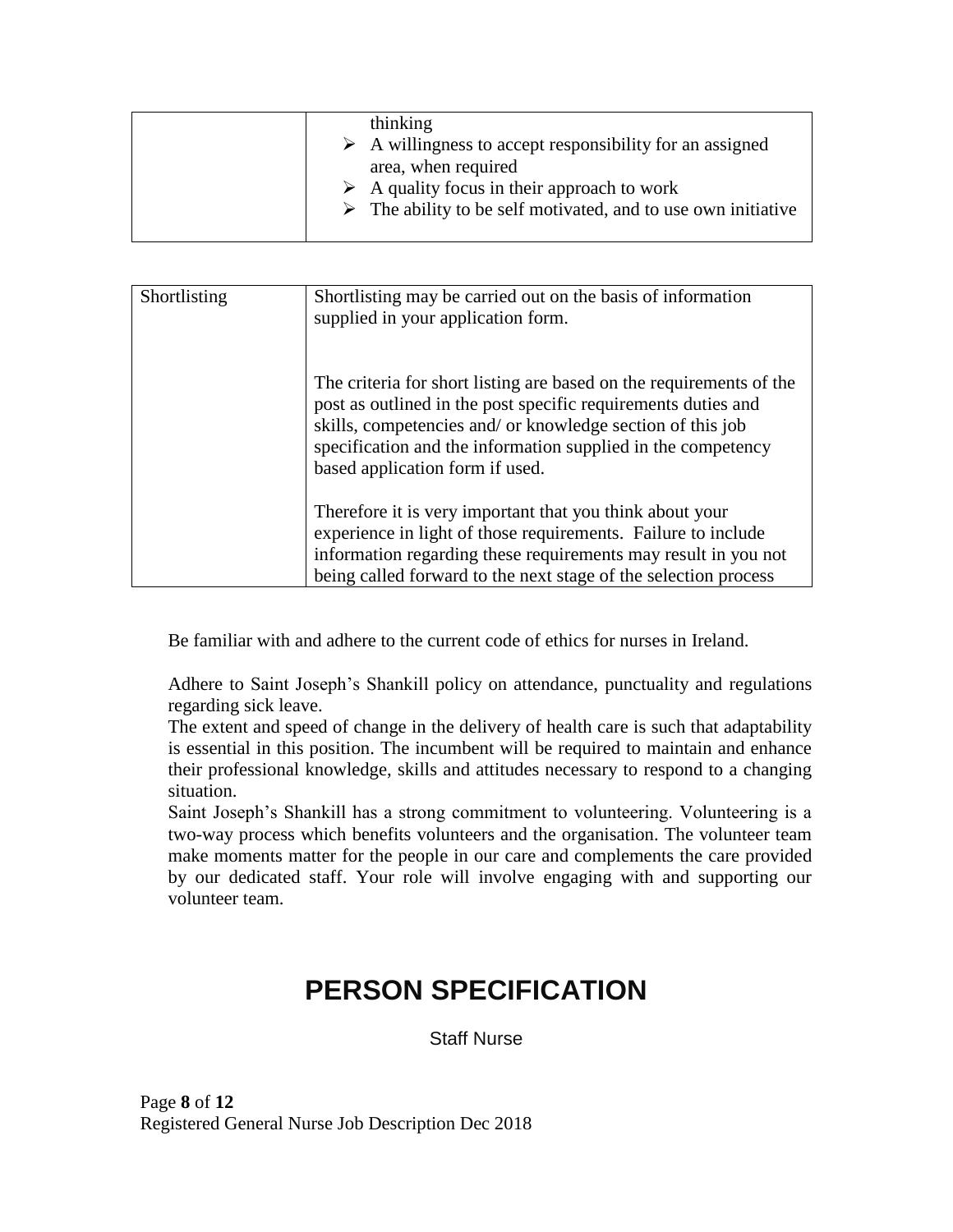| | |
|---|---|
| | thinking<br>➢ A willingness to accept responsibility for an assigned area, when required<br>➢ A quality focus in their approach to work<br>➢ The ability to be self motivated, and to use own initiative |

| Shortlisting | Shortlisting may be carried out on the basis of information supplied in your application form.<br><br>The criteria for short listing are based on the requirements of the post as outlined in the post specific requirements duties and skills, competencies and/ or knowledge section of this job specification and the information supplied in the competency based application form if used.<br><br>Therefore it is very important that you think about your experience in light of those requirements. Failure to include information regarding these requirements may result in you not being called forward to the next stage of the selection process |
|---|---|

Be familiar with and adhere to the current code of ethics for nurses in Ireland.

Adhere to Saint Joseph's Shankill policy on attendance, punctuality and regulations regarding sick leave.

The extent and speed of change in the delivery of health care is such that adaptability is essential in this position. The incumbent will be required to maintain and enhance their professional knowledge, skills and attitudes necessary to respond to a changing situation.

Saint Joseph's Shankill has a strong commitment to volunteering. Volunteering is a two-way process which benefits volunteers and the organisation. The volunteer team make moments matter for the people in our care and complements the care provided by our dedicated staff. Your role will involve engaging with and supporting our volunteer team.

# PERSON SPECIFICATION

Staff Nurse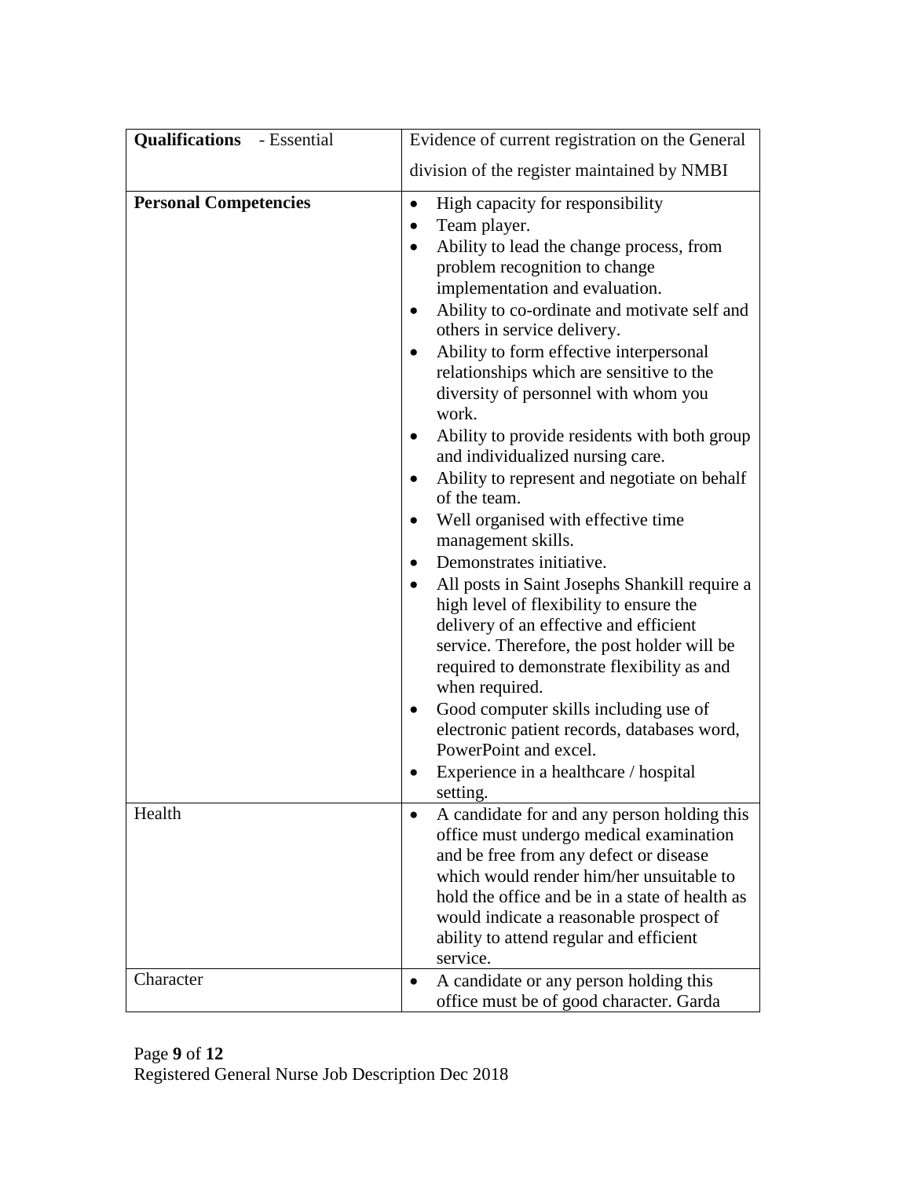| **Qualifications** - Essential | Evidence of current registration on the General division of the register maintained by NMBI |
|---|---|
| **Personal Competencies** | • High capacity for responsibility<br>• Team player.<br>• Ability to lead the change process, from problem recognition to change implementation and evaluation.<br>• Ability to co-ordinate and motivate self and others in service delivery.<br>• Ability to form effective interpersonal relationships which are sensitive to the diversity of personnel with whom you work.<br>• Ability to provide residents with both group and individualized nursing care.<br>• Ability to represent and negotiate on behalf of the team.<br>• Well organised with effective time management skills.<br>• Demonstrates initiative.<br>• All posts in Saint Josephs Shankill require a high level of flexibility to ensure the delivery of an effective and efficient service. Therefore, the post holder will be required to demonstrate flexibility as and when required.<br>• Good computer skills including use of electronic patient records, databases word, PowerPoint and excel.<br>• Experience in a healthcare / hospital setting. |
| Health | • A candidate for and any person holding this office must undergo medical examination and be free from any defect or disease which would render him/her unsuitable to hold the office and be in a state of health as would indicate a reasonable prospect of ability to attend regular and efficient service. |
| Character | • A candidate or any person holding this office must be of good character. Garda |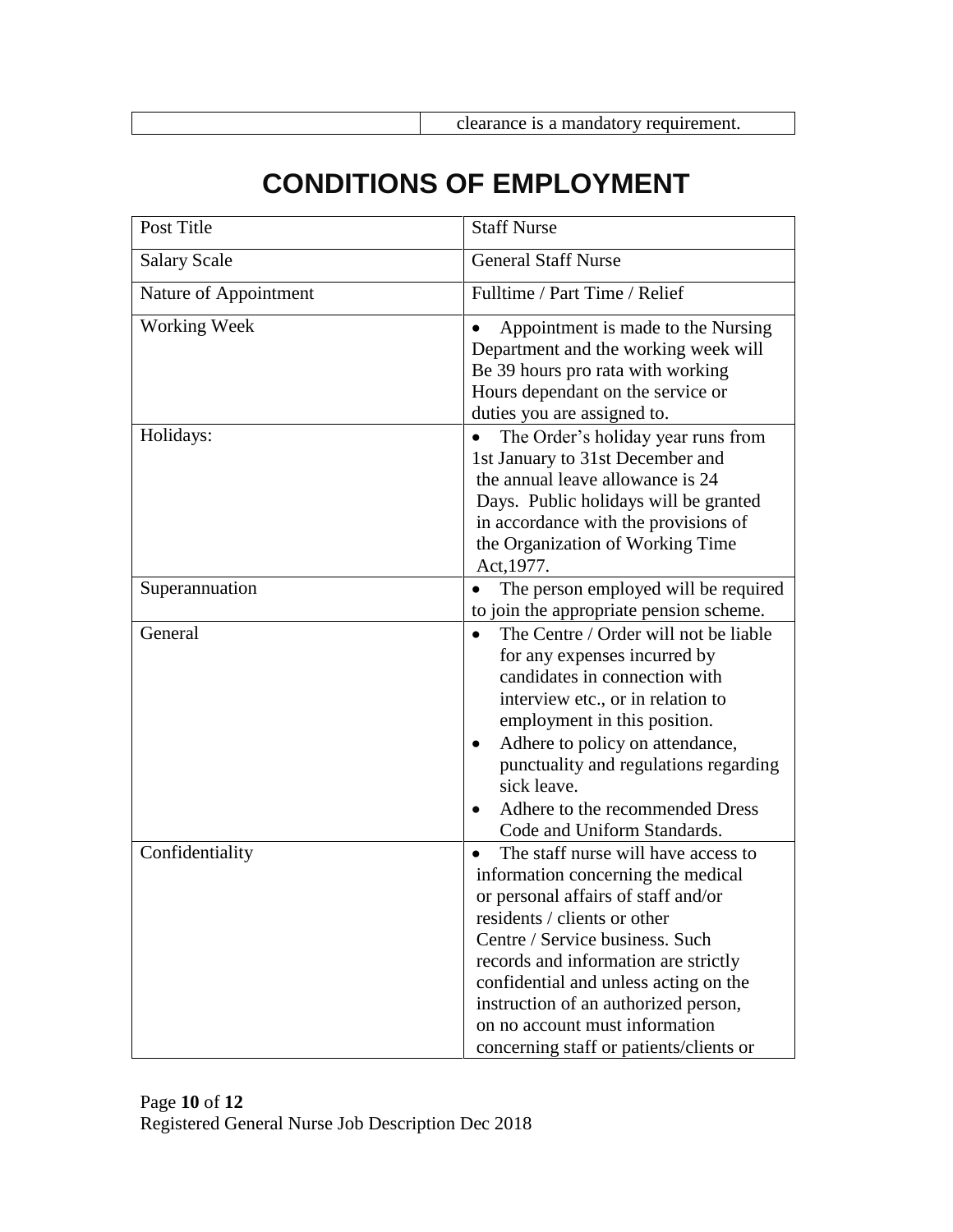| | clearance is a mandatory requirement. |
|---|---|

# CONDITIONS OF EMPLOYMENT

| Post Title | Staff Nurse |
|---|---|
| Salary Scale | General Staff Nurse |
| Nature of Appointment | Fulltime / Part Time / Relief |
| Working Week | • Appointment is made to the Nursing Department and the working week will Be 39 hours pro rata with working Hours dependant on the service or duties you are assigned to. |
| Holidays: | • The Order's holiday year runs from 1st January to 31st December and the annual leave allowance is 24 Days. Public holidays will be granted in accordance with the provisions of the Organization of Working Time Act,1977. |
| Superannuation | • The person employed will be required to join the appropriate pension scheme. |
| General | • The Centre / Order will not be liable for any expenses incurred by candidates in connection with interview etc., or in relation to employment in this position.<br>• Adhere to policy on attendance, punctuality and regulations regarding sick leave.<br>• Adhere to the recommended Dress Code and Uniform Standards. |
| Confidentiality | • The staff nurse will have access to information concerning the medical or personal affairs of staff and/or residents / clients or other Centre / Service business. Such records and information are strictly confidential and unless acting on the instruction of an authorized person, on no account must information concerning staff or patients/clients or |

Registered General Nurse Job Description Dec 2018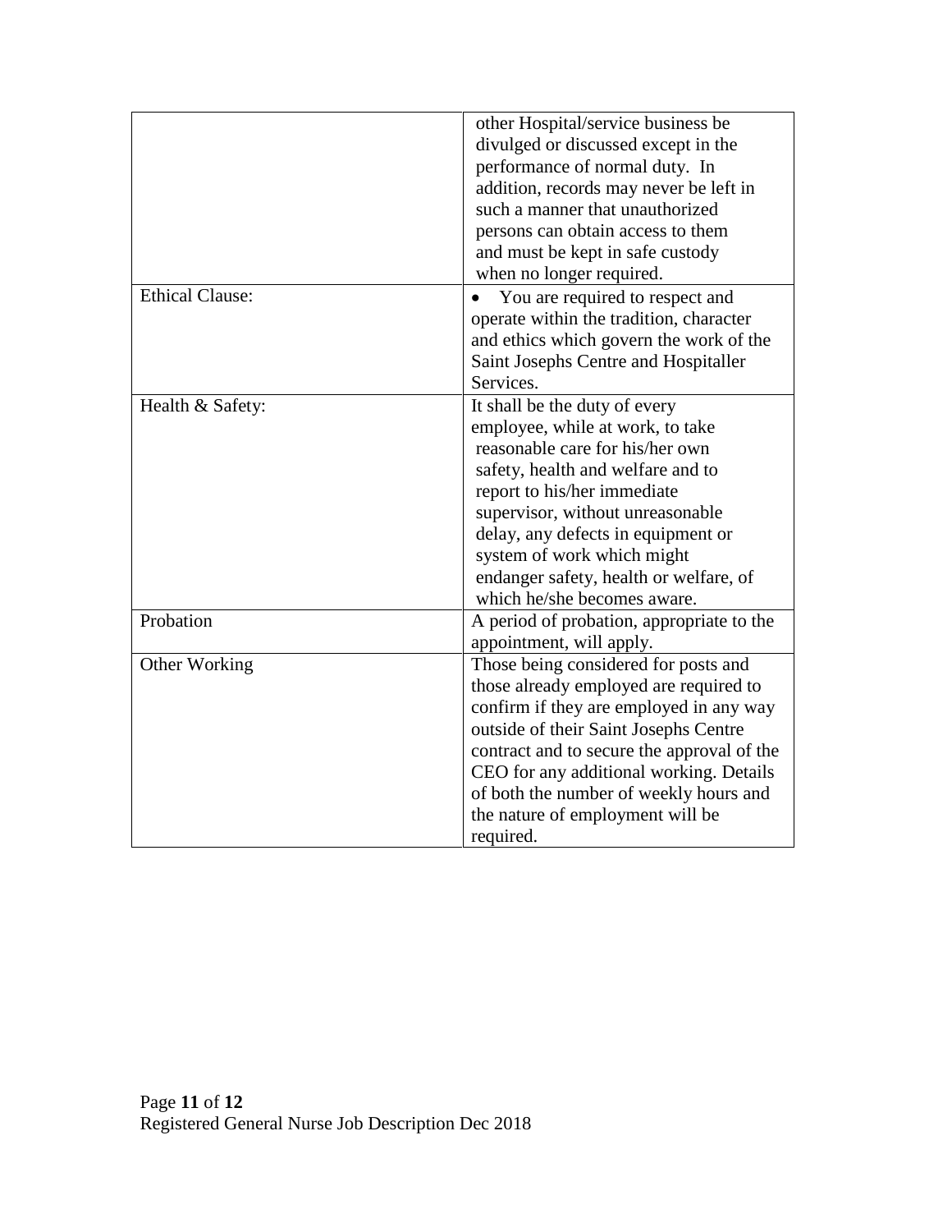| | |
|---|---|
| | other Hospital/service business be divulged or discussed except in the performance of normal duty. In addition, records may never be left in such a manner that unauthorized persons can obtain access to them and must be kept in safe custody when no longer required. |
| Ethical Clause: | • You are required to respect and operate within the tradition, character and ethics which govern the work of the Saint Josephs Centre and Hospitaller Services. |
| Health & Safety: | It shall be the duty of every employee, while at work, to take reasonable care for his/her own safety, health and welfare and to report to his/her immediate supervisor, without unreasonable delay, any defects in equipment or system of work which might endanger safety, health or welfare, of which he/she becomes aware. |
| Probation | A period of probation, appropriate to the appointment, will apply. |
| Other Working | Those being considered for posts and those already employed are required to confirm if they are employed in any way outside of their Saint Josephs Centre contract and to secure the approval of the CEO for any additional working. Details of both the number of weekly hours and the nature of employment will be required. |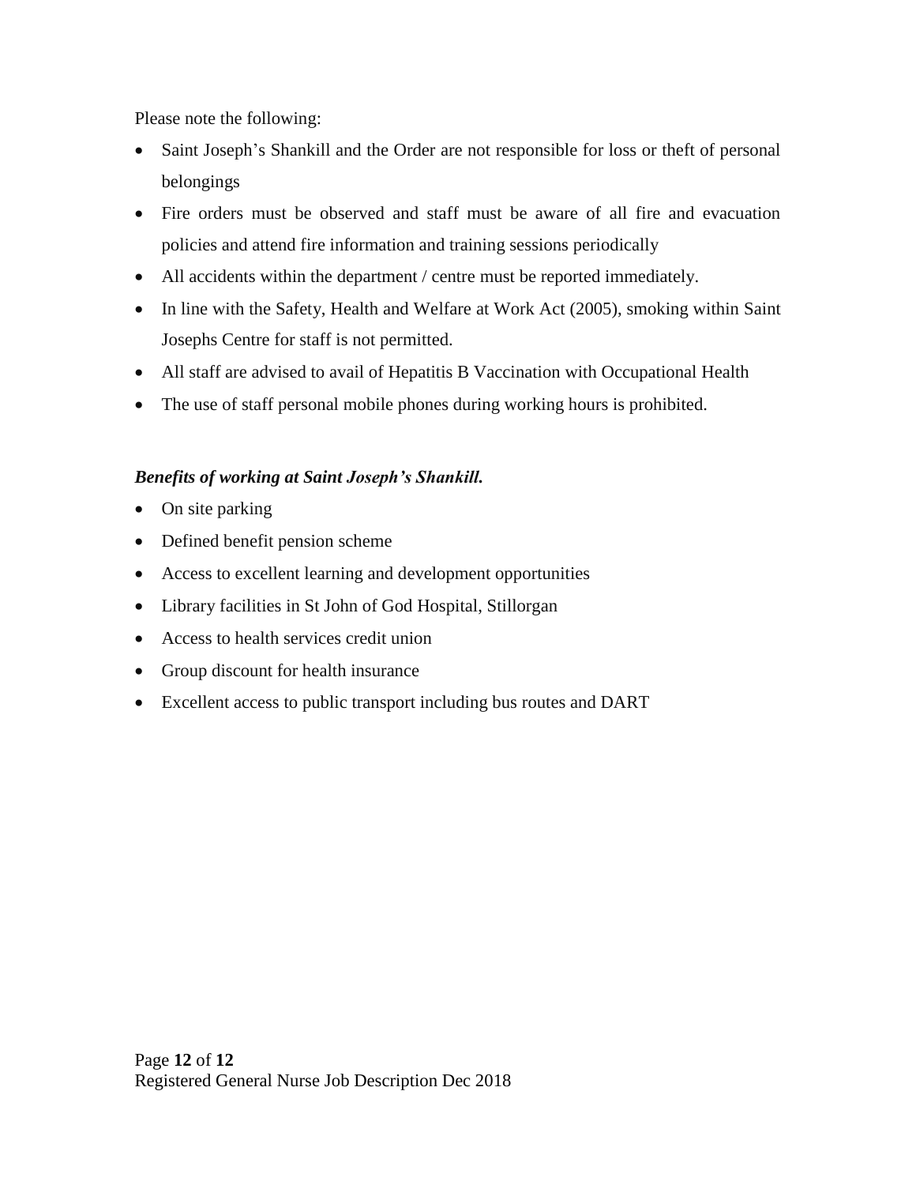Please note the following:

- Saint Joseph's Shankill and the Order are not responsible for loss or theft of personal belongings
- Fire orders must be observed and staff must be aware of all fire and evacuation policies and attend fire information and training sessions periodically
- All accidents within the department / centre must be reported immediately.
- In line with the Safety, Health and Welfare at Work Act (2005), smoking within Saint Josephs Centre for staff is not permitted.
- All staff are advised to avail of Hepatitis B Vaccination with Occupational Health
- The use of staff personal mobile phones during working hours is prohibited.

***Benefits of working at Saint Joseph's Shankill.***

- On site parking
- Defined benefit pension scheme
- Access to excellent learning and development opportunities
- Library facilities in St John of God Hospital, Stillorgan
- Access to health services credit union
- Group discount for health insurance
- Excellent access to public transport including bus routes and DART